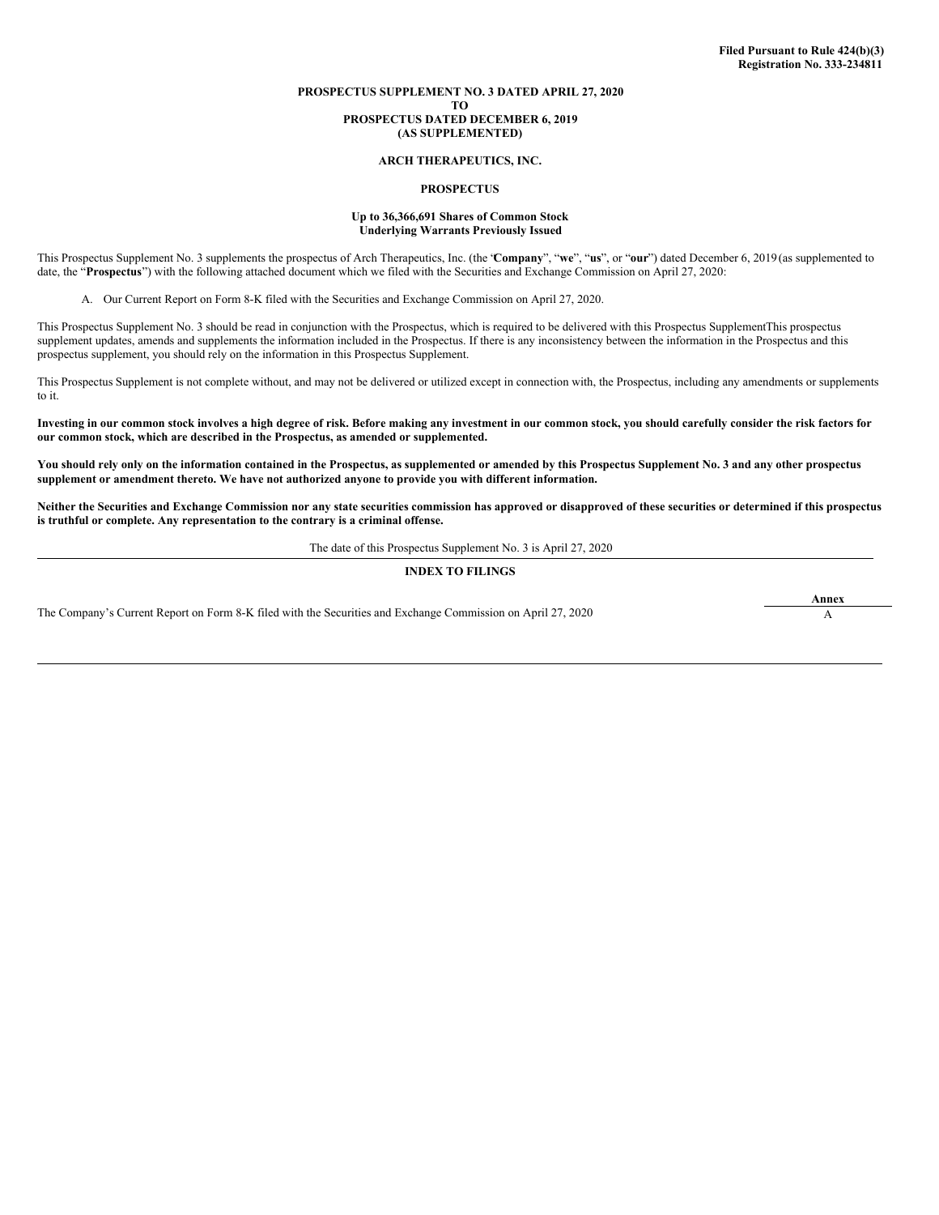**Filed Pursuant to Rule 424(b)(3)**
**Registration No. 333-234811**

**PROSPECTUS SUPPLEMENT NO. 3 DATED APRIL 27, 2020**
**TO**
**PROSPECTUS DATED DECEMBER 6, 2019**
**(AS SUPPLEMENTED)**

**ARCH THERAPEUTICS, INC.**

**PROSPECTUS**

**Up to 36,366,691 Shares of Common Stock**
**Underlying Warrants Previously Issued**

This Prospectus Supplement No. 3 supplements the prospectus of Arch Therapeutics, Inc. (the "**Company**", "**we**", "**us**", or "**our**") dated December 6, 2019 (as supplemented to date, the "**Prospectus**") with the following attached document which we filed with the Securities and Exchange Commission on April 27, 2020:

A. Our Current Report on Form 8-K filed with the Securities and Exchange Commission on April 27, 2020.

This Prospectus Supplement No. 3 should be read in conjunction with the Prospectus, which is required to be delivered with this Prospectus SupplementThis prospectus supplement updates, amends and supplements the information included in the Prospectus. If there is any inconsistency between the information in the Prospectus and this prospectus supplement, you should rely on the information in this Prospectus Supplement.

This Prospectus Supplement is not complete without, and may not be delivered or utilized except in connection with, the Prospectus, including any amendments or supplements to it.

**Investing in our common stock involves a high degree of risk. Before making any investment in our common stock, you should carefully consider the risk factors for our common stock, which are described in the Prospectus, as amended or supplemented.**

**You should rely only on the information contained in the Prospectus, as supplemented or amended by this Prospectus Supplement No. 3 and any other prospectus supplement or amendment thereto. We have not authorized anyone to provide you with different information.**

**Neither the Securities and Exchange Commission nor any state securities commission has approved or disapproved of these securities or determined if this prospectus is truthful or complete. Any representation to the contrary is a criminal offense.**

The date of this Prospectus Supplement No. 3 is April 27, 2020

**INDEX TO FILINGS**

| | **Annex** |
|---|---|
| The Company's Current Report on Form 8-K filed with the Securities and Exchange Commission on April 27, 2020 | A |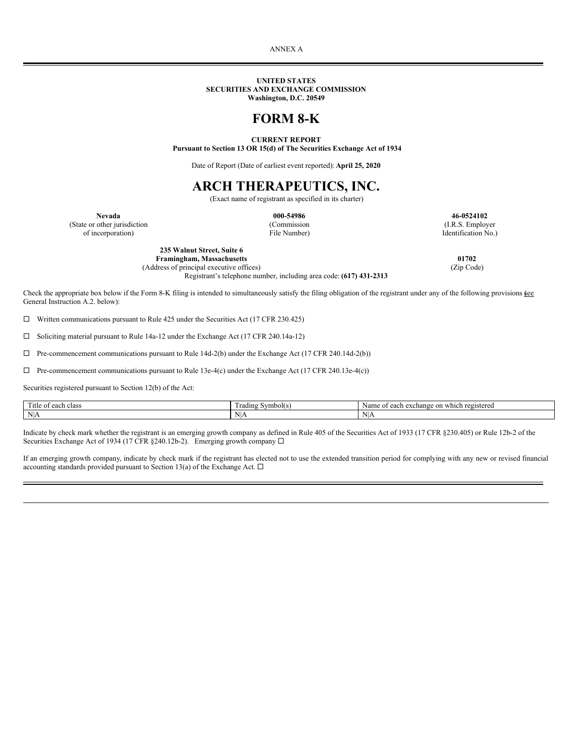ANNEX A

**UNITED STATES**
**SECURITIES AND EXCHANGE COMMISSION**
**Washington, D.C. 20549**

# FORM 8-K

**CURRENT REPORT**
**Pursuant to Section 13 OR 15(d) of The Securities Exchange Act of 1934**

Date of Report (Date of earliest event reported): **April 25, 2020**

# ARCH THERAPEUTICS, INC.

(Exact name of registrant as specified in its charter)

| **Nevada** | **000-54986** | **46-0524102** |
|---|---|---|
| (State or other jurisdiction of incorporation) | (Commission File Number) | (I.R.S. Employer Identification No.) |

**235 Walnut Street, Suite 6**
**Framingham, Massachusetts** **01702**
(Address of principal executive offices) (Zip Code)

Registrant's telephone number, including area code: **(617) 431-2313**

Check the appropriate box below if the Form 8-K filing is intended to simultaneously satisfy the filing obligation of the registrant under any of the following provisions (see General Instruction A.2. below):

☐ Written communications pursuant to Rule 425 under the Securities Act (17 CFR 230.425)

☐ Soliciting material pursuant to Rule 14a-12 under the Exchange Act (17 CFR 240.14a-12)

☐ Pre-commencement communications pursuant to Rule 14d-2(b) under the Exchange Act (17 CFR 240.14d-2(b))

☐ Pre-commencement communications pursuant to Rule 13e-4(c) under the Exchange Act (17 CFR 240.13e-4(c))

Securities registered pursuant to Section 12(b) of the Act:

| Title of each class | Trading Symbol(s) | Name of each exchange on which registered |
|---|---|---|
| N\|A | N\|A | N\|A |

Indicate by check mark whether the registrant is an emerging growth company as defined in Rule 405 of the Securities Act of 1933 (17 CFR §230.405) or Rule 12b-2 of the Securities Exchange Act of 1934 (17 CFR §240.12b-2). Emerging growth company ☐

If an emerging growth company, indicate by check mark if the registrant has elected not to use the extended transition period for complying with any new or revised financial accounting standards provided pursuant to Section 13(a) of the Exchange Act. ☐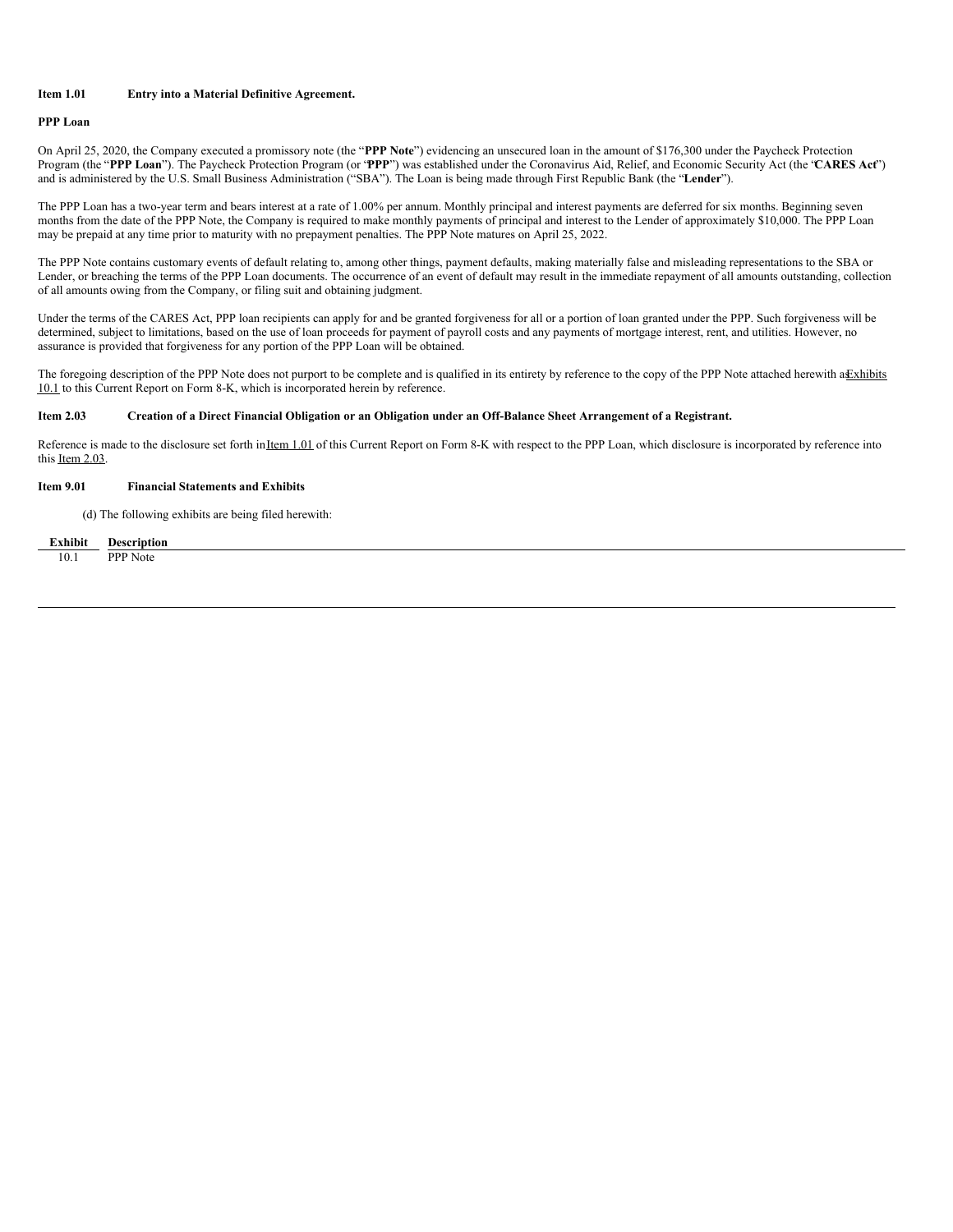**Item 1.01 Entry into a Material Definitive Agreement.**

**PPP Loan**

On April 25, 2020, the Company executed a promissory note (the "**PPP Note**") evidencing an unsecured loan in the amount of $176,300 under the Paycheck Protection Program (the "**PPP Loan**"). The Paycheck Protection Program (or "**PPP**") was established under the Coronavirus Aid, Relief, and Economic Security Act (the "**CARES Act**") and is administered by the U.S. Small Business Administration ("SBA"). The Loan is being made through First Republic Bank (the "**Lender**").

The PPP Loan has a two-year term and bears interest at a rate of 1.00% per annum. Monthly principal and interest payments are deferred for six months. Beginning seven months from the date of the PPP Note, the Company is required to make monthly payments of principal and interest to the Lender of approximately $10,000. The PPP Loan may be prepaid at any time prior to maturity with no prepayment penalties. The PPP Note matures on April 25, 2022.

The PPP Note contains customary events of default relating to, among other things, payment defaults, making materially false and misleading representations to the SBA or Lender, or breaching the terms of the PPP Loan documents. The occurrence of an event of default may result in the immediate repayment of all amounts outstanding, collection of all amounts owing from the Company, or filing suit and obtaining judgment.

Under the terms of the CARES Act, PPP loan recipients can apply for and be granted forgiveness for all or a portion of loan granted under the PPP. Such forgiveness will be determined, subject to limitations, based on the use of loan proceeds for payment of payroll costs and any payments of mortgage interest, rent, and utilities. However, no assurance is provided that forgiveness for any portion of the PPP Loan will be obtained.

The foregoing description of the PPP Note does not purport to be complete and is qualified in its entirety by reference to the copy of the PPP Note attached herewith as Exhibits 10.1 to this Current Report on Form 8-K, which is incorporated herein by reference.

**Item 2.03 Creation of a Direct Financial Obligation or an Obligation under an Off-Balance Sheet Arrangement of a Registrant.**

Reference is made to the disclosure set forth in Item 1.01 of this Current Report on Form 8-K with respect to the PPP Loan, which disclosure is incorporated by reference into this Item 2.03.

**Item 9.01 Financial Statements and Exhibits**

(d) The following exhibits are being filed herewith:

| Exhibit | Description |
|---|---|
| 10.1 | PPP Note |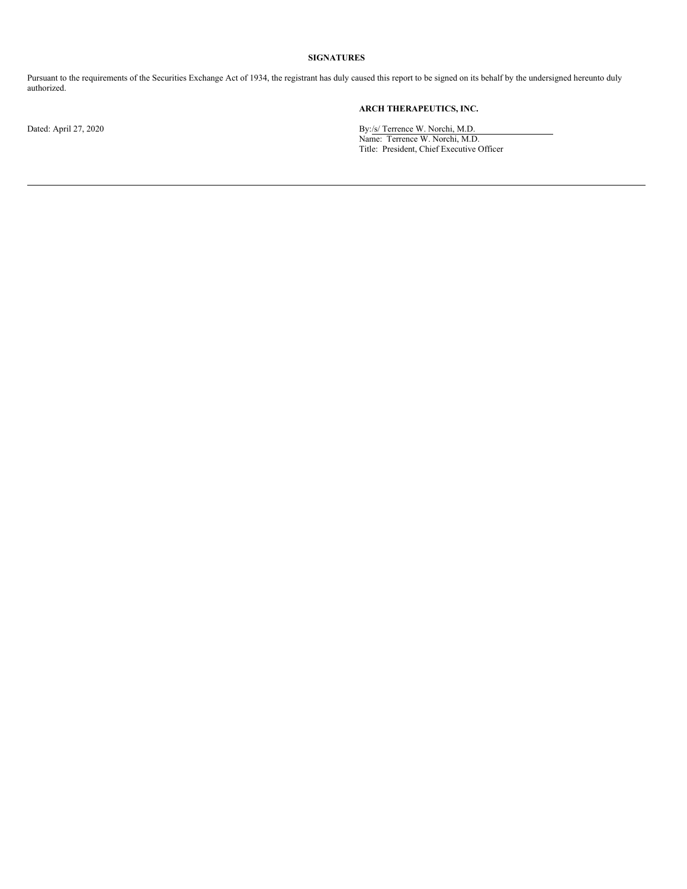## SIGNATURES

Pursuant to the requirements of the Securities Exchange Act of 1934, the registrant has duly caused this report to be signed on its behalf by the undersigned hereunto duly authorized.

**ARCH THERAPEUTICS, INC.**

Dated: April 27, 2020

By:/s/ Terrence W. Norchi, M.D.
Name: Terrence W. Norchi, M.D.
Title: President, Chief Executive Officer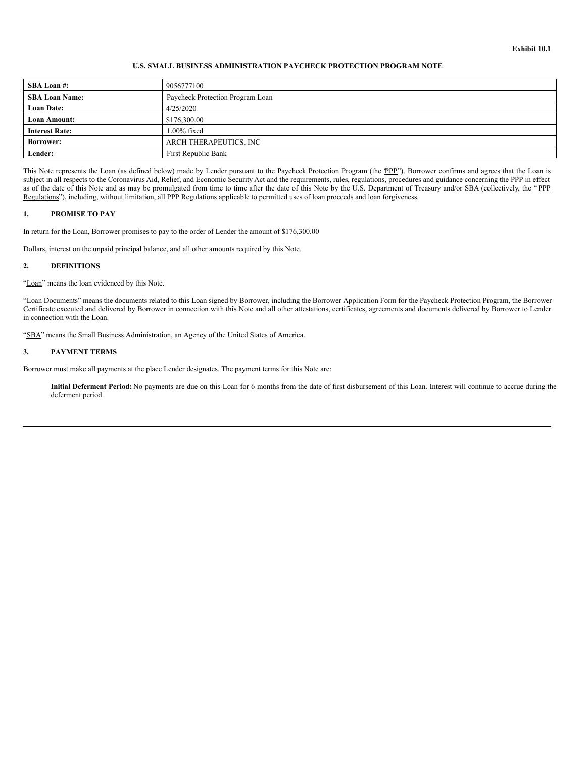Exhibit 10.1

# U.S. SMALL BUSINESS ADMINISTRATION PAYCHECK PROTECTION PROGRAM NOTE

| **SBA Loan #:** | 9056777100 |
|---|---|
| **SBA Loan Name:** | Paycheck Protection Program Loan |
| **Loan Date:** | 4/25/2020 |
| **Loan Amount:** | $176,300.00 |
| **Interest Rate:** | 1.00% fixed |
| **Borrower:** | ARCH THERAPEUTICS, INC |
| **Lender:** | First Republic Bank |

This Note represents the Loan (as defined below) made by Lender pursuant to the Paycheck Protection Program (the "PPP"). Borrower confirms and agrees that the Loan is subject in all respects to the Coronavirus Aid, Relief, and Economic Security Act and the requirements, rules, regulations, procedures and guidance concerning the PPP in effect as of the date of this Note and as may be promulgated from time to time after the date of this Note by the U.S. Department of Treasury and/or SBA (collectively, the "PPP Regulations"), including, without limitation, all PPP Regulations applicable to permitted uses of loan proceeds and loan forgiveness.

## 1. PROMISE TO PAY

In return for the Loan, Borrower promises to pay to the order of Lender the amount of $176,300.00

Dollars, interest on the unpaid principal balance, and all other amounts required by this Note.

## 2. DEFINITIONS

"Loan" means the loan evidenced by this Note.

"Loan Documents" means the documents related to this Loan signed by Borrower, including the Borrower Application Form for the Paycheck Protection Program, the Borrower Certificate executed and delivered by Borrower in connection with this Note and all other attestations, certificates, agreements and documents delivered by Borrower to Lender in connection with the Loan.

"SBA" means the Small Business Administration, an Agency of the United States of America.

## 3. PAYMENT TERMS

Borrower must make all payments at the place Lender designates. The payment terms for this Note are:

**Initial Deferment Period:** No payments are due on this Loan for 6 months from the date of first disbursement of this Loan. Interest will continue to accrue during the deferment period.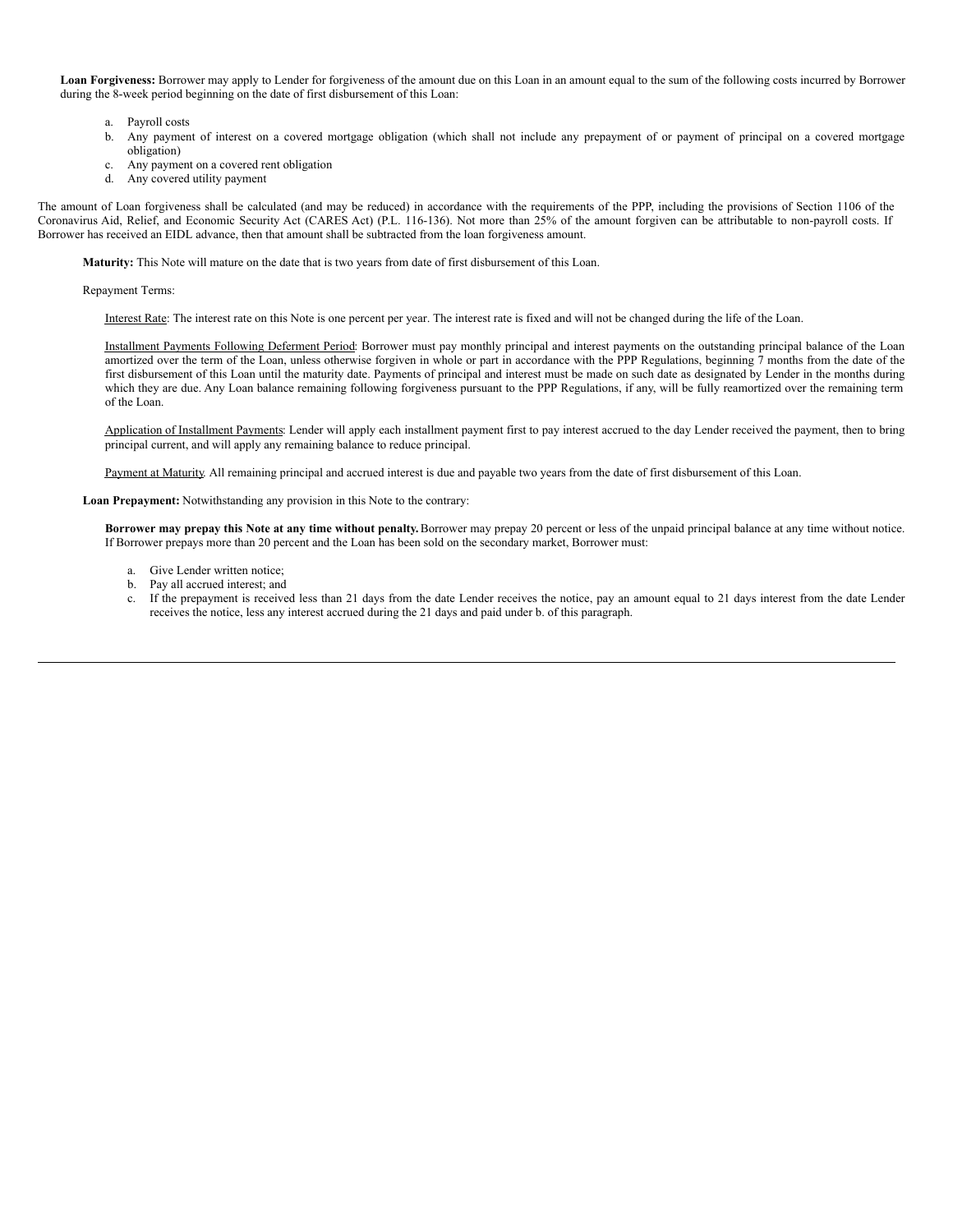**Loan Forgiveness:** Borrower may apply to Lender for forgiveness of the amount due on this Loan in an amount equal to the sum of the following costs incurred by Borrower during the 8-week period beginning on the date of first disbursement of this Loan:

a. Payroll costs
b. Any payment of interest on a covered mortgage obligation (which shall not include any prepayment of or payment of principal on a covered mortgage obligation)
c. Any payment on a covered rent obligation
d. Any covered utility payment

The amount of Loan forgiveness shall be calculated (and may be reduced) in accordance with the requirements of the PPP, including the provisions of Section 1106 of the Coronavirus Aid, Relief, and Economic Security Act (CARES Act) (P.L. 116-136). Not more than 25% of the amount forgiven can be attributable to non-payroll costs. If Borrower has received an EIDL advance, then that amount shall be subtracted from the loan forgiveness amount.

**Maturity:** This Note will mature on the date that is two years from date of first disbursement of this Loan.

Repayment Terms:

Interest Rate: The interest rate on this Note is one percent per year. The interest rate is fixed and will not be changed during the life of the Loan.

Installment Payments Following Deferment Period: Borrower must pay monthly principal and interest payments on the outstanding principal balance of the Loan amortized over the term of the Loan, unless otherwise forgiven in whole or part in accordance with the PPP Regulations, beginning 7 months from the date of the first disbursement of this Loan until the maturity date. Payments of principal and interest must be made on such date as designated by Lender in the months during which they are due. Any Loan balance remaining following forgiveness pursuant to the PPP Regulations, if any, will be fully reamortized over the remaining term of the Loan.

Application of Installment Payments: Lender will apply each installment payment first to pay interest accrued to the day Lender received the payment, then to bring principal current, and will apply any remaining balance to reduce principal.

Payment at Maturity. All remaining principal and accrued interest is due and payable two years from the date of first disbursement of this Loan.

**Loan Prepayment:** Notwithstanding any provision in this Note to the contrary:

**Borrower may prepay this Note at any time without penalty.** Borrower may prepay 20 percent or less of the unpaid principal balance at any time without notice. If Borrower prepays more than 20 percent and the Loan has been sold on the secondary market, Borrower must:

a. Give Lender written notice;
b. Pay all accrued interest; and
c. If the prepayment is received less than 21 days from the date Lender receives the notice, pay an amount equal to 21 days interest from the date Lender receives the notice, less any interest accrued during the 21 days and paid under b. of this paragraph.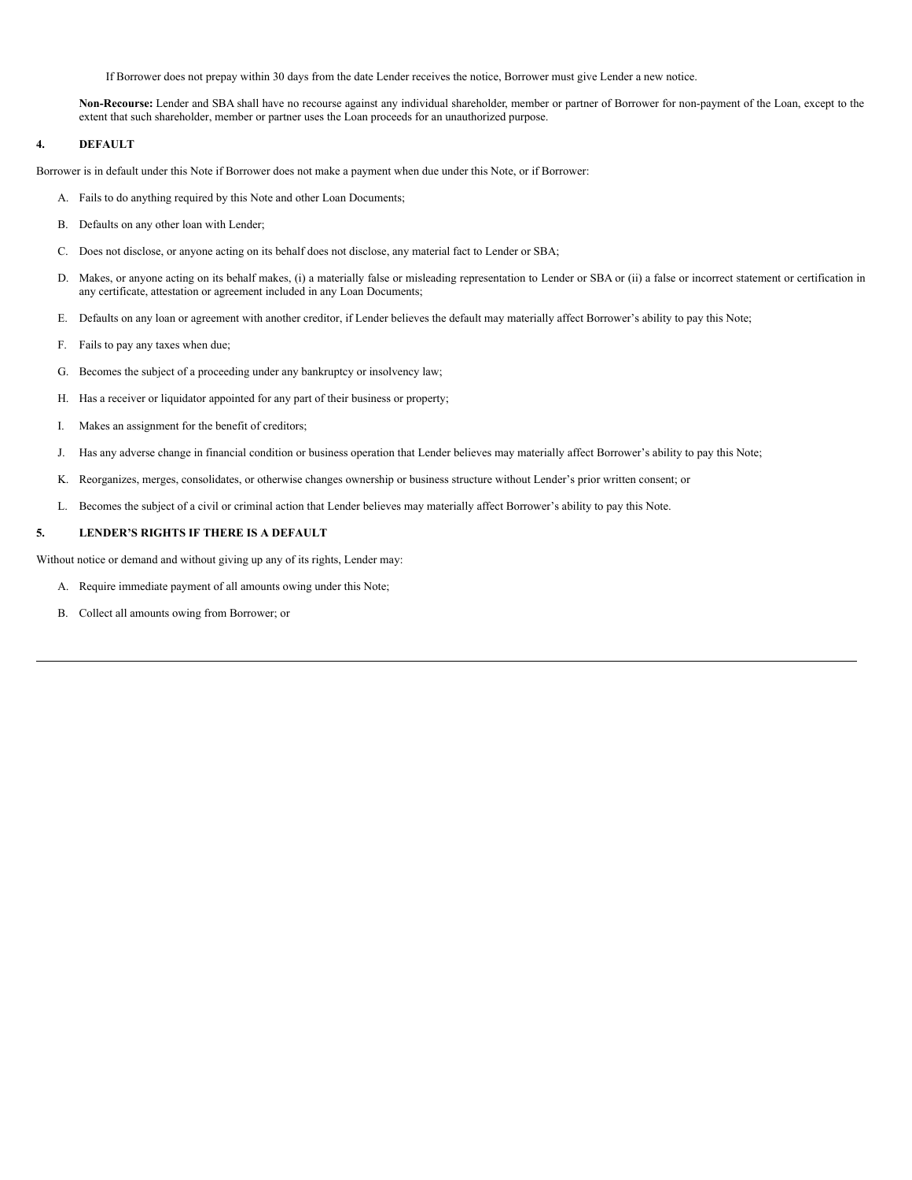If Borrower does not prepay within 30 days from the date Lender receives the notice, Borrower must give Lender a new notice.

**Non-Recourse:** Lender and SBA shall have no recourse against any individual shareholder, member or partner of Borrower for non-payment of the Loan, except to the extent that such shareholder, member or partner uses the Loan proceeds for an unauthorized purpose.

## 4. DEFAULT

Borrower is in default under this Note if Borrower does not make a payment when due under this Note, or if Borrower:

A. Fails to do anything required by this Note and other Loan Documents;

B. Defaults on any other loan with Lender;

C. Does not disclose, or anyone acting on its behalf does not disclose, any material fact to Lender or SBA;

D. Makes, or anyone acting on its behalf makes, (i) a materially false or misleading representation to Lender or SBA or (ii) a false or incorrect statement or certification in any certificate, attestation or agreement included in any Loan Documents;

E. Defaults on any loan or agreement with another creditor, if Lender believes the default may materially affect Borrower's ability to pay this Note;

F. Fails to pay any taxes when due;

G. Becomes the subject of a proceeding under any bankruptcy or insolvency law;

H. Has a receiver or liquidator appointed for any part of their business or property;

I. Makes an assignment for the benefit of creditors;

J. Has any adverse change in financial condition or business operation that Lender believes may materially affect Borrower's ability to pay this Note;

K. Reorganizes, merges, consolidates, or otherwise changes ownership or business structure without Lender's prior written consent; or

L. Becomes the subject of a civil or criminal action that Lender believes may materially affect Borrower's ability to pay this Note.

## 5. LENDER'S RIGHTS IF THERE IS A DEFAULT

Without notice or demand and without giving up any of its rights, Lender may:

A. Require immediate payment of all amounts owing under this Note;

B. Collect all amounts owing from Borrower; or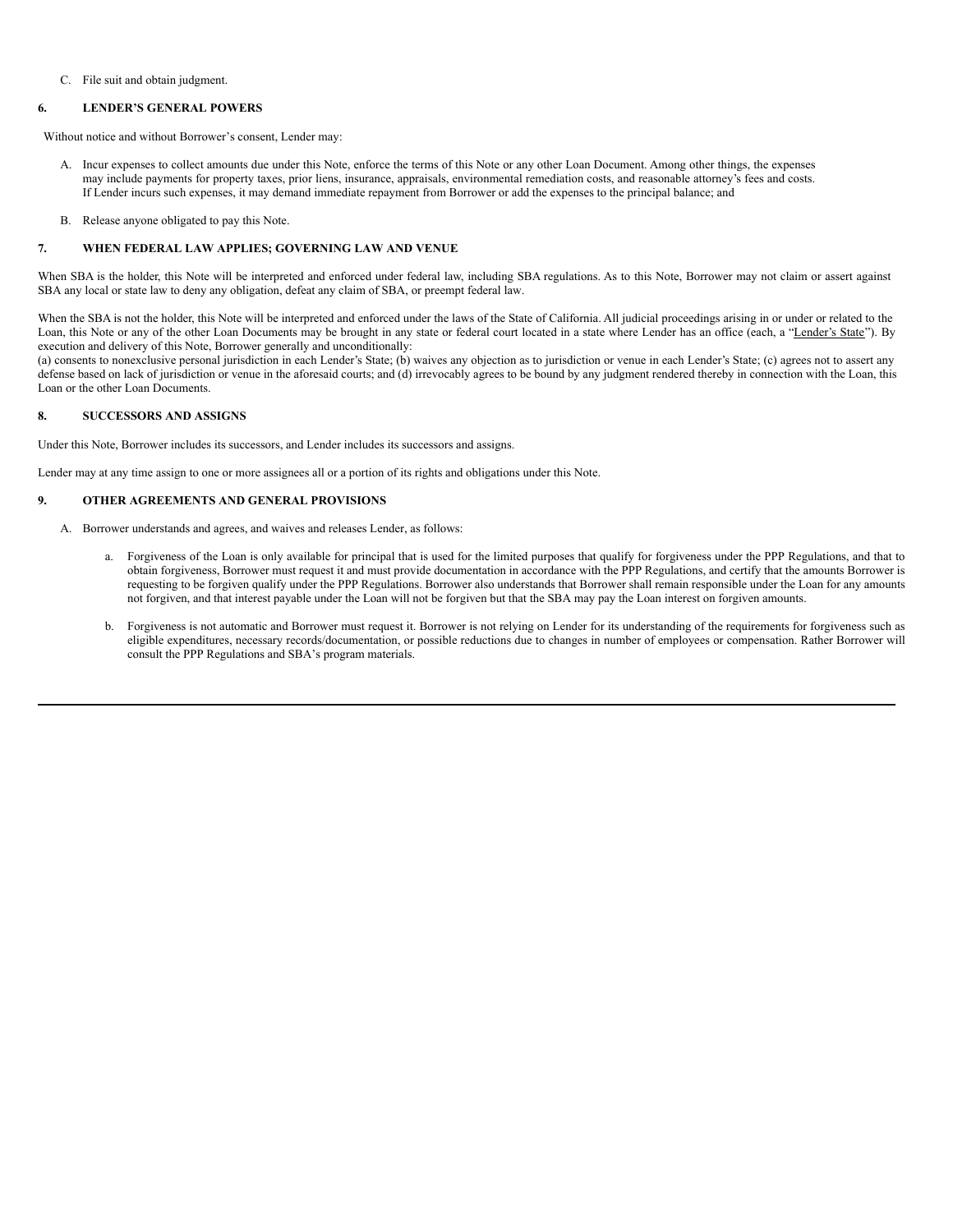C. File suit and obtain judgment.

**6. LENDER'S GENERAL POWERS**

Without notice and without Borrower's consent, Lender may:

A. Incur expenses to collect amounts due under this Note, enforce the terms of this Note or any other Loan Document. Among other things, the expenses may include payments for property taxes, prior liens, insurance, appraisals, environmental remediation costs, and reasonable attorney's fees and costs. If Lender incurs such expenses, it may demand immediate repayment from Borrower or add the expenses to the principal balance; and

B. Release anyone obligated to pay this Note.

**7. WHEN FEDERAL LAW APPLIES; GOVERNING LAW AND VENUE**

When SBA is the holder, this Note will be interpreted and enforced under federal law, including SBA regulations. As to this Note, Borrower may not claim or assert against SBA any local or state law to deny any obligation, defeat any claim of SBA, or preempt federal law.

When the SBA is not the holder, this Note will be interpreted and enforced under the laws of the State of California. All judicial proceedings arising in or under or related to the Loan, this Note or any of the other Loan Documents may be brought in any state or federal court located in a state where Lender has an office (each, a "Lender's State"). By execution and delivery of this Note, Borrower generally and unconditionally:
(a) consents to nonexclusive personal jurisdiction in each Lender's State; (b) waives any objection as to jurisdiction or venue in each Lender's State; (c) agrees not to assert any defense based on lack of jurisdiction or venue in the aforesaid courts; and (d) irrevocably agrees to be bound by any judgment rendered thereby in connection with the Loan, this Loan or the other Loan Documents.

**8. SUCCESSORS AND ASSIGNS**

Under this Note, Borrower includes its successors, and Lender includes its successors and assigns.

Lender may at any time assign to one or more assignees all or a portion of its rights and obligations under this Note.

**9. OTHER AGREEMENTS AND GENERAL PROVISIONS**

A. Borrower understands and agrees, and waives and releases Lender, as follows:

a. Forgiveness of the Loan is only available for principal that is used for the limited purposes that qualify for forgiveness under the PPP Regulations, and that to obtain forgiveness, Borrower must request it and must provide documentation in accordance with the PPP Regulations, and certify that the amounts Borrower is requesting to be forgiven qualify under the PPP Regulations. Borrower also understands that Borrower shall remain responsible under the Loan for any amounts not forgiven, and that interest payable under the Loan will not be forgiven but that the SBA may pay the Loan interest on forgiven amounts.

b. Forgiveness is not automatic and Borrower must request it. Borrower is not relying on Lender for its understanding of the requirements for forgiveness such as eligible expenditures, necessary records/documentation, or possible reductions due to changes in number of employees or compensation. Rather Borrower will consult the PPP Regulations and SBA's program materials.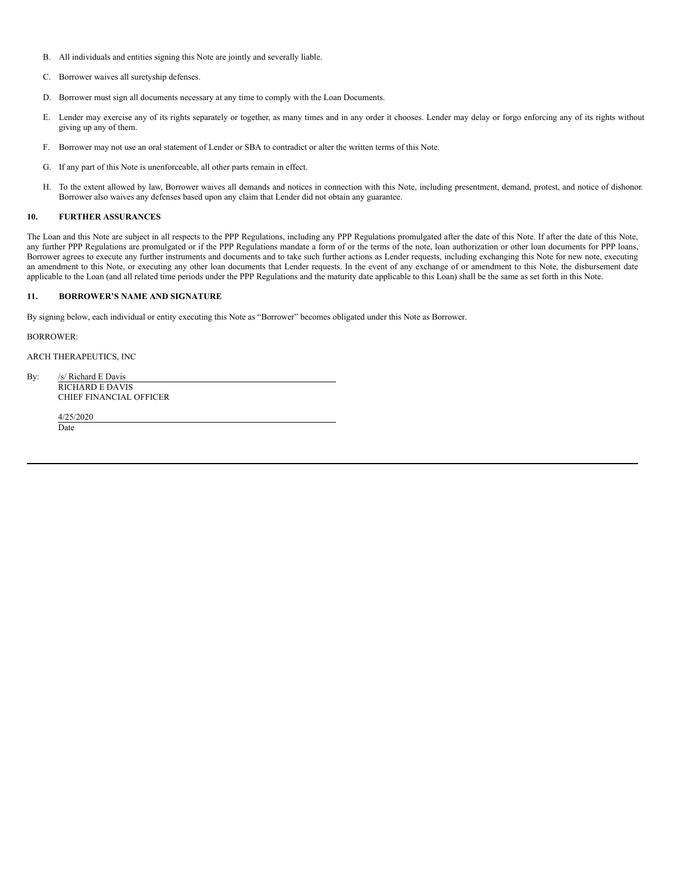B. All individuals and entities signing this Note are jointly and severally liable.

C. Borrower waives all suretyship defenses.

D. Borrower must sign all documents necessary at any time to comply with the Loan Documents.

E. Lender may exercise any of its rights separately or together, as many times and in any order it chooses. Lender may delay or forgo enforcing any of its rights without giving up any of them.

F. Borrower may not use an oral statement of Lender or SBA to contradict or alter the written terms of this Note.

G. If any part of this Note is unenforceable, all other parts remain in effect.

H. To the extent allowed by law, Borrower waives all demands and notices in connection with this Note, including presentment, demand, protest, and notice of dishonor. Borrower also waives any defenses based upon any claim that Lender did not obtain any guarantee.

**10. FURTHER ASSURANCES**

The Loan and this Note are subject in all respects to the PPP Regulations, including any PPP Regulations promulgated after the date of this Note. If after the date of this Note, any further PPP Regulations are promulgated or if the PPP Regulations mandate a form of or the terms of the note, loan authorization or other loan documents for PPP loans, Borrower agrees to execute any further instruments and documents and to take such further actions as Lender requests, including exchanging this Note for new note, executing an amendment to this Note, or executing any other loan documents that Lender requests. In the event of any exchange of or amendment to this Note, the disbursement date applicable to the Loan (and all related time periods under the PPP Regulations and the maturity date applicable to this Loan) shall be the same as set forth in this Note.

**11. BORROWER'S NAME AND SIGNATURE**

By signing below, each individual or entity executing this Note as "Borrower" becomes obligated under this Note as Borrower.

BORROWER:

ARCH THERAPEUTICS, INC

By: /s/ Richard E Davis
RICHARD E DAVIS
CHIEF FINANCIAL OFFICER

4/25/2020
Date